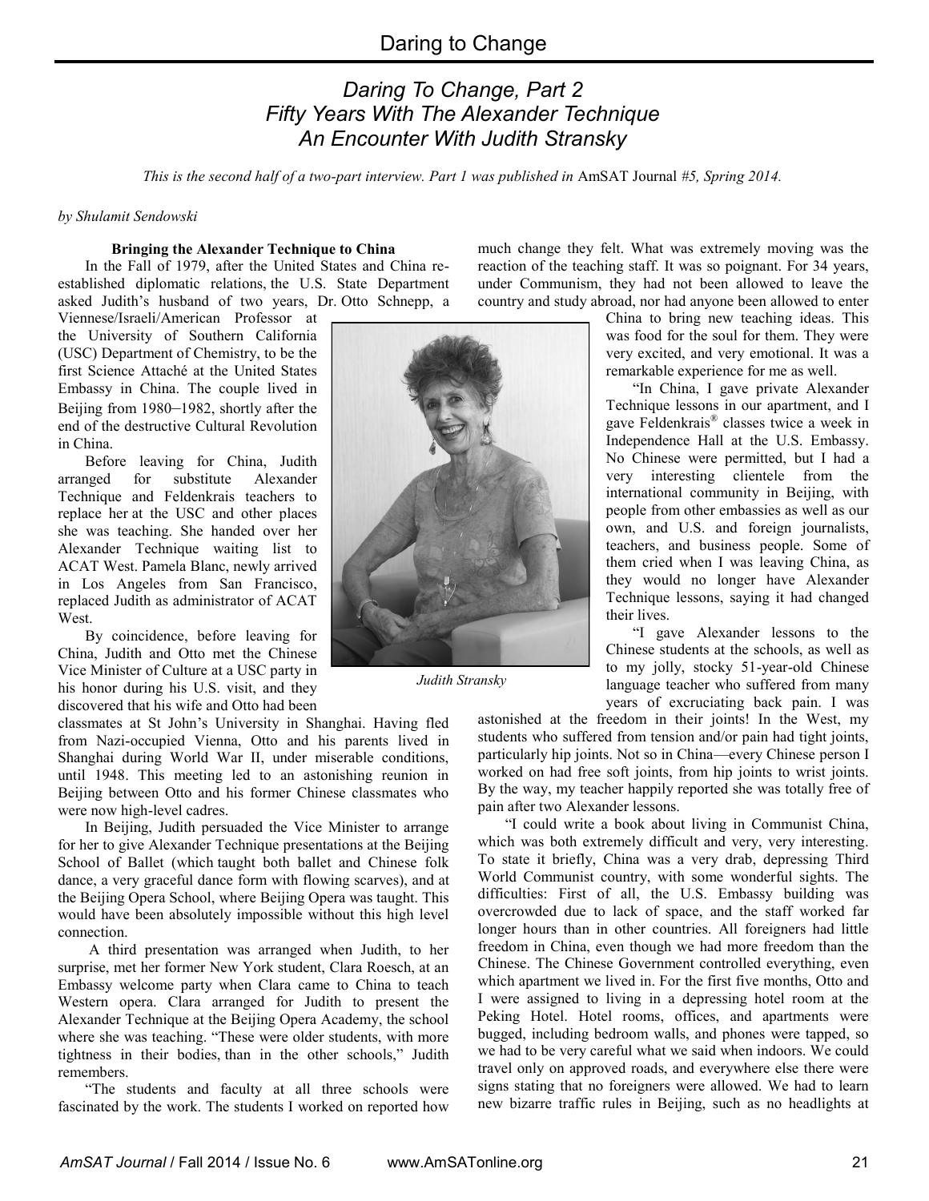# Daring To Change, Part 2
# Fifty Years With The Alexander Technique
# An Encounter With Judith Stransky

*This is the second half of a two-part interview. Part 1 was published in AmSAT Journal #5, Spring 2014.*

*by Shulamit Sendowski*

**Bringing the Alexander Technique to China**

In the Fall of 1979, after the United States and China re-established diplomatic relations, the U.S. State Department asked Judith's husband of two years, Dr. Otto Schnepp, a Viennese/Israeli/American Professor at the University of Southern California (USC) Department of Chemistry, to be the first Science Attaché at the United States Embassy in China. The couple lived in Beijing from 1980–1982, shortly after the end of the destructive Cultural Revolution in China.

Before leaving for China, Judith arranged for substitute Alexander Technique and Feldenkrais teachers to replace her at the USC and other places she was teaching. She handed over her Alexander Technique waiting list to ACAT West. Pamela Blanc, newly arrived in Los Angeles from San Francisco, replaced Judith as administrator of ACAT West.

By coincidence, before leaving for China, Judith and Otto met the Chinese Vice Minister of Culture at a USC party in his honor during his U.S. visit, and they discovered that his wife and Otto had been classmates at St John's University in Shanghai. Having fled from Nazi-occupied Vienna, Otto and his parents lived in Shanghai during World War II, under miserable conditions, until 1948. This meeting led to an astonishing reunion in Beijing between Otto and his former Chinese classmates who were now high-level cadres.

In Beijing, Judith persuaded the Vice Minister to arrange for her to give Alexander Technique presentations at the Beijing School of Ballet (which taught both ballet and Chinese folk dance, a very graceful dance form with flowing scarves), and at the Beijing Opera School, where Beijing Opera was taught. This would have been absolutely impossible without this high level connection.

A third presentation was arranged when Judith, to her surprise, met her former New York student, Clara Roesch, at an Embassy welcome party when Clara came to China to teach Western opera. Clara arranged for Judith to present the Alexander Technique at the Beijing Opera Academy, the school where she was teaching. "These were older students, with more tightness in their bodies, than in the other schools," Judith remembers.

"The students and faculty at all three schools were fascinated by the work. The students I worked on reported how much change they felt. What was extremely moving was the reaction of the teaching staff. It was so poignant. For 34 years, under Communism, they had not been allowed to leave the country and study abroad, nor had anyone been allowed to enter China to bring new teaching ideas. This was food for the soul for them. They were very excited, and very emotional. It was a remarkable experience for me as well.

Judith Stransky

"In China, I gave private Alexander Technique lessons in our apartment, and I gave Feldenkrais® classes twice a week in Independence Hall at the U.S. Embassy. No Chinese were permitted, but I had a very interesting clientele from the international community in Beijing, with people from other embassies as well as our own, and U.S. and foreign journalists, teachers, and business people. Some of them cried when I was leaving China, as they would no longer have Alexander Technique lessons, saying it had changed their lives.

"I gave Alexander lessons to the Chinese students at the schools, as well as to my jolly, stocky 51-year-old Chinese language teacher who suffered from many years of excruciating back pain. I was astonished at the freedom in their joints! In the West, my students who suffered from tension and/or pain had tight joints, particularly hip joints. Not so in China—every Chinese person I worked on had free soft joints, from hip joints to wrist joints. By the way, my teacher happily reported she was totally free of pain after two Alexander lessons.

"I could write a book about living in Communist China, which was both extremely difficult and very, very interesting. To state it briefly, China was a very drab, depressing Third World Communist country, with some wonderful sights. The difficulties: First of all, the U.S. Embassy building was overcrowded due to lack of space, and the staff worked far longer hours than in other countries. All foreigners had little freedom in China, even though we had more freedom than the Chinese. The Chinese Government controlled everything, even which apartment we lived in. For the first five months, Otto and I were assigned to living in a depressing hotel room at the Peking Hotel. Hotel rooms, offices, and apartments were bugged, including bedroom walls, and phones were tapped, so we had to be very careful what we said when indoors. We could travel only on approved roads, and everywhere else there were signs stating that no foreigners were allowed. We had to learn new bizarre traffic rules in Beijing, such as no headlights at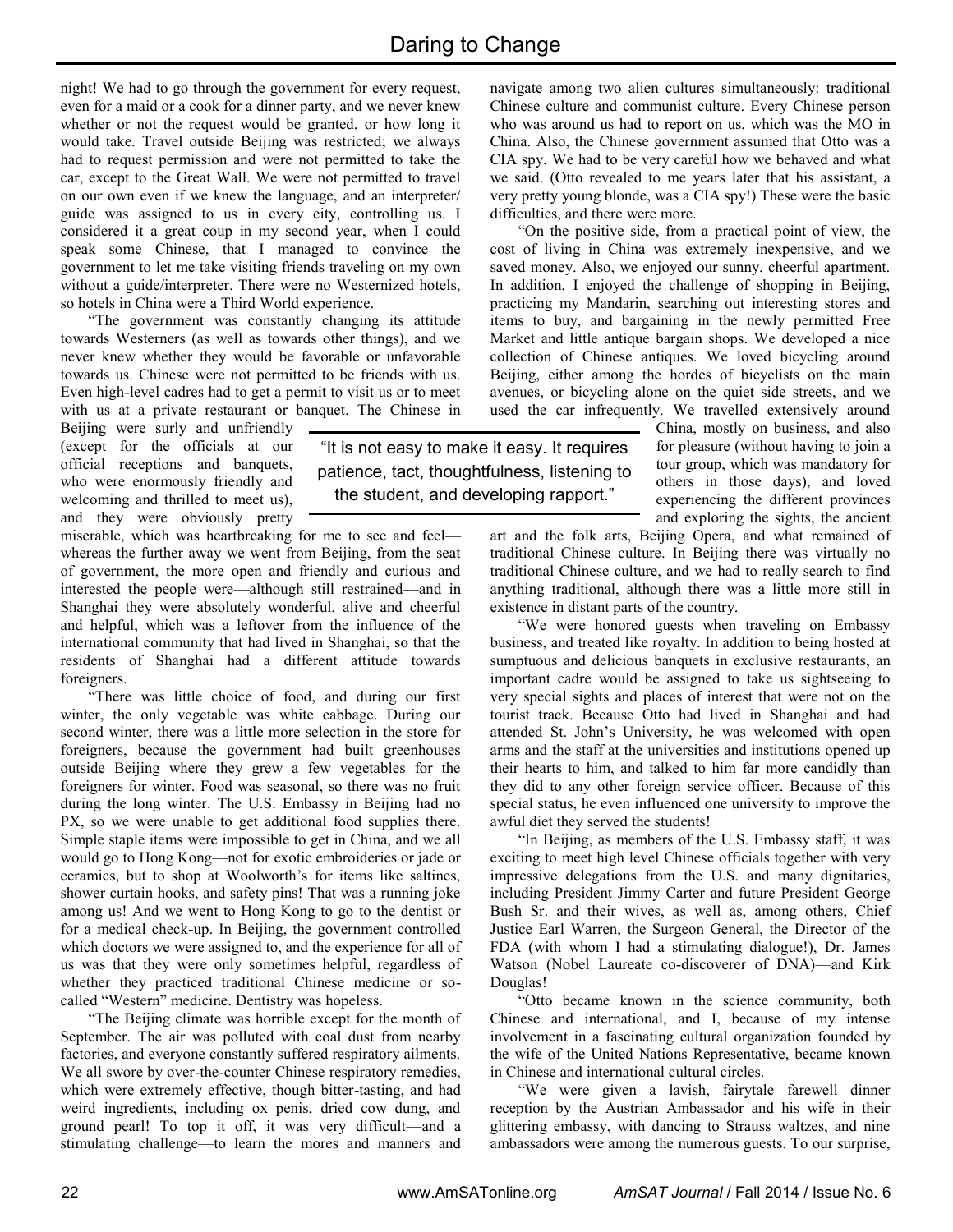night! We had to go through the government for every request, even for a maid or a cook for a dinner party, and we never knew whether or not the request would be granted, or how long it would take. Travel outside Beijing was restricted; we always had to request permission and were not permitted to take the car, except to the Great Wall. We were not permitted to travel on our own even if we knew the language, and an interpreter/guide was assigned to us in every city, controlling us. I considered it a great coup in my second year, when I could speak some Chinese, that I managed to convince the government to let me take visiting friends traveling on my own without a guide/interpreter. There were no Westernized hotels, so hotels in China were a Third World experience.

"The government was constantly changing its attitude towards Westerners (as well as towards other things), and we never knew whether they would be favorable or unfavorable towards us. Chinese were not permitted to be friends with us. Even high-level cadres had to get a permit to visit us or to meet with us at a private restaurant or banquet. The Chinese in Beijing were surly and unfriendly (except for the officials at our official receptions and banquets, who were enormously friendly and welcoming and thrilled to meet us), and they were obviously pretty miserable, which was heartbreaking for me to see and feel—whereas the further away we went from Beijing, from the seat of government, the more open and friendly and curious and interested the people were—although still restrained—and in Shanghai they were absolutely wonderful, alive and cheerful and helpful, which was a leftover from the influence of the international community that had lived in Shanghai, so that the residents of Shanghai had a different attitude towards foreigners.

"There was little choice of food, and during our first winter, the only vegetable was white cabbage. During our second winter, there was a little more selection in the store for foreigners, because the government had built greenhouses outside Beijing where they grew a few vegetables for the foreigners for winter. Food was seasonal, so there was no fruit during the long winter. The U.S. Embassy in Beijing had no PX, so we were unable to get additional food supplies there. Simple staple items were impossible to get in China, and we all would go to Hong Kong—not for exotic embroideries or jade or ceramics, but to shop at Woolworth's for items like saltines, shower curtain hooks, and safety pins! That was a running joke among us! And we went to Hong Kong to go to the dentist or for a medical check-up. In Beijing, the government controlled which doctors we were assigned to, and the experience for all of us was that they were only sometimes helpful, regardless of whether they practiced traditional Chinese medicine or so-called "Western" medicine. Dentistry was hopeless.

"The Beijing climate was horrible except for the month of September. The air was polluted with coal dust from nearby factories, and everyone constantly suffered respiratory ailments. We all swore by over-the-counter Chinese respiratory remedies, which were extremely effective, though bitter-tasting, and had weird ingredients, including ox penis, dried cow dung, and ground pearl! To top it off, it was very difficult—and a stimulating challenge—to learn the mores and manners and navigate among two alien cultures simultaneously: traditional Chinese culture and communist culture. Every Chinese person who was around us had to report on us, which was the MO in China. Also, the Chinese government assumed that Otto was a CIA spy. We had to be very careful how we behaved and what we said. (Otto revealed to me years later that his assistant, a very pretty young blonde, was a CIA spy!) These were the basic difficulties, and there were more.

"On the positive side, from a practical point of view, the cost of living in China was extremely inexpensive, and we saved money. Also, we enjoyed our sunny, cheerful apartment. In addition, I enjoyed the challenge of shopping in Beijing, practicing my Mandarin, searching out interesting stores and items to buy, and bargaining in the newly permitted Free Market and little antique bargain shops. We developed a nice collection of Chinese antiques. We loved bicycling around Beijing, either among the hordes of bicyclists on the main avenues, or bicycling alone on the quiet side streets, and we used the car infrequently. We travelled extensively around China, mostly on business, and also for pleasure (without having to join a tour group, which was mandatory for others in those days), and loved experiencing the different provinces and exploring the sights, the ancient art and the folk arts, Beijing Opera, and what remained of traditional Chinese culture. In Beijing there was virtually no traditional Chinese culture, and we had to really search to find anything traditional, although there was a little more still in existence in distant parts of the country.

> "It is not easy to make it easy. It requires patience, tact, thoughtfulness, listening to the student, and developing rapport."

"We were honored guests when traveling on Embassy business, and treated like royalty. In addition to being hosted at sumptuous and delicious banquets in exclusive restaurants, an important cadre would be assigned to take us sightseeing to very special sights and places of interest that were not on the tourist track. Because Otto had lived in Shanghai and had attended St. John's University, he was welcomed with open arms and the staff at the universities and institutions opened up their hearts to him, and talked to him far more candidly than they did to any other foreign service officer. Because of this special status, he even influenced one university to improve the awful diet they served the students!

"In Beijing, as members of the U.S. Embassy staff, it was exciting to meet high level Chinese officials together with very impressive delegations from the U.S. and many dignitaries, including President Jimmy Carter and future President George Bush Sr. and their wives, as well as, among others, Chief Justice Earl Warren, the Surgeon General, the Director of the FDA (with whom I had a stimulating dialogue!), Dr. James Watson (Nobel Laureate co-discoverer of DNA)—and Kirk Douglas!

"Otto became known in the science community, both Chinese and international, and I, because of my intense involvement in a fascinating cultural organization founded by the wife of the United Nations Representative, became known in Chinese and international cultural circles.

"We were given a lavish, fairytale farewell dinner reception by the Austrian Ambassador and his wife in their glittering embassy, with dancing to Strauss waltzes, and nine ambassadors were among the numerous guests. To our surprise,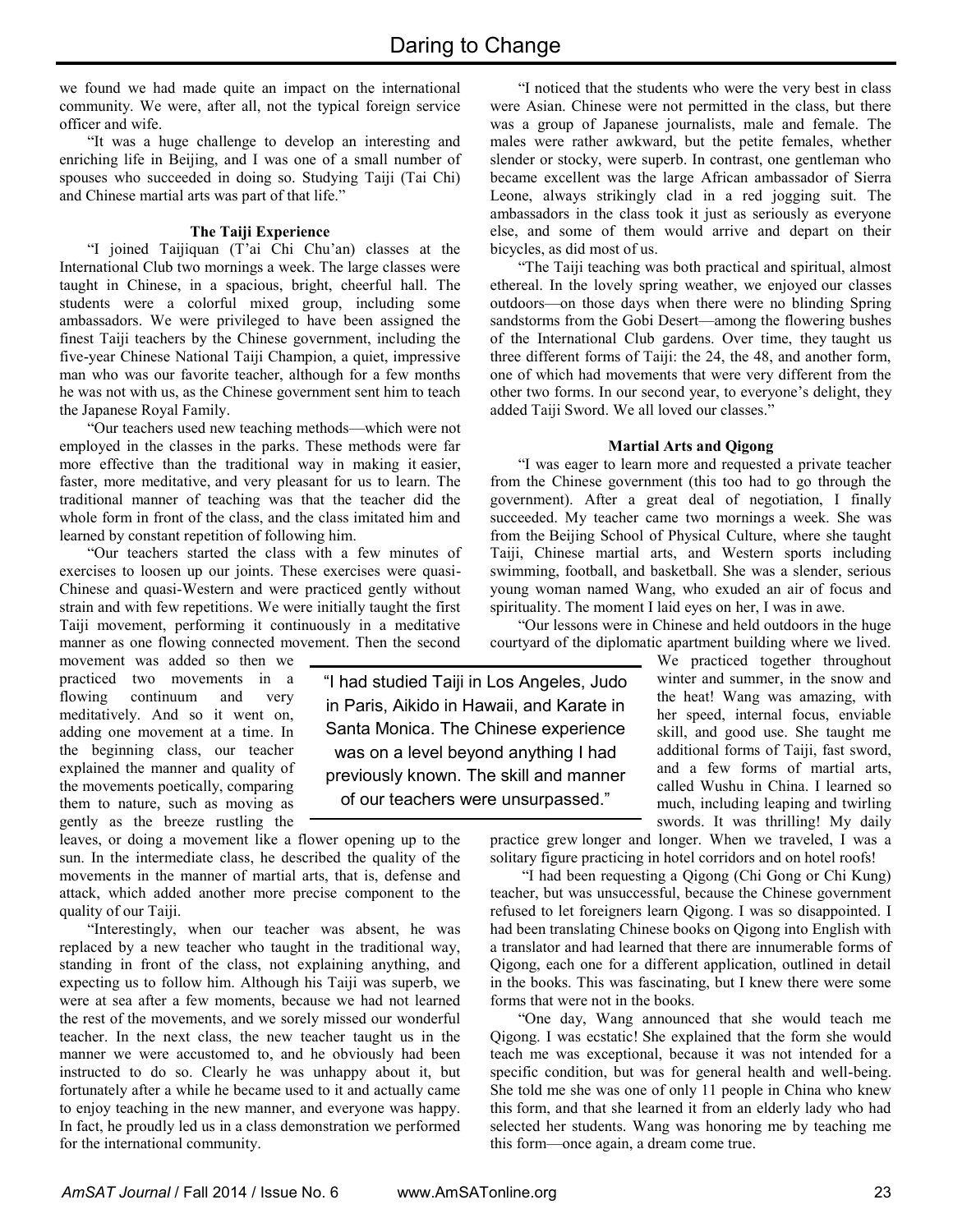we found we had made quite an impact on the international community. We were, after all, not the typical foreign service officer and wife.

"It was a huge challenge to develop an interesting and enriching life in Beijing, and I was one of a small number of spouses who succeeded in doing so. Studying Taiji (Tai Chi) and Chinese martial arts was part of that life."

**The Taiji Experience**

"I joined Taijiquan (T'ai Chi Chu'an) classes at the International Club two mornings a week. The large classes were taught in Chinese, in a spacious, bright, cheerful hall. The students were a colorful mixed group, including some ambassadors. We were privileged to have been assigned the finest Taiji teachers by the Chinese government, including the five-year Chinese National Taiji Champion, a quiet, impressive man who was our favorite teacher, although for a few months he was not with us, as the Chinese government sent him to teach the Japanese Royal Family.

"Our teachers used new teaching methods—which were not employed in the classes in the parks. These methods were far more effective than the traditional way in making it easier, faster, more meditative, and very pleasant for us to learn. The traditional manner of teaching was that the teacher did the whole form in front of the class, and the class imitated him and learned by constant repetition of following him.

"Our teachers started the class with a few minutes of exercises to loosen up our joints. These exercises were quasi-Chinese and quasi-Western and were practiced gently without strain and with few repetitions. We were initially taught the first Taiji movement, performing it continuously in a meditative manner as one flowing connected movement. Then the second movement was added so then we practiced two movements in a flowing continuum and very meditatively. And so it went on, adding one movement at a time. In the beginning class, our teacher explained the manner and quality of the movements poetically, comparing them to nature, such as moving as gently as the breeze rustling the leaves, or doing a movement like a flower opening up to the sun. In the intermediate class, he described the quality of the movements in the manner of martial arts, that is, defense and attack, which added another more precise component to the quality of our Taiji.

"Interestingly, when our teacher was absent, he was replaced by a new teacher who taught in the traditional way, standing in front of the class, not explaining anything, and expecting us to follow him. Although his Taiji was superb, we were at sea after a few moments, because we had not learned the rest of the movements, and we sorely missed our wonderful teacher. In the next class, the new teacher taught us in the manner we were accustomed to, and he obviously had been instructed to do so. Clearly he was unhappy about it, but fortunately after a while he became used to it and actually came to enjoy teaching in the new manner, and everyone was happy. In fact, he proudly led us in a class demonstration we performed for the international community.

> "I had studied Taiji in Los Angeles, Judo in Paris, Aikido in Hawaii, and Karate in Santa Monica. The Chinese experience was on a level beyond anything I had previously known. The skill and manner of our teachers were unsurpassed."

"I noticed that the students who were the very best in class were Asian. Chinese were not permitted in the class, but there was a group of Japanese journalists, male and female. The males were rather awkward, but the petite females, whether slender or stocky, were superb. In contrast, one gentleman who became excellent was the large African ambassador of Sierra Leone, always strikingly clad in a red jogging suit. The ambassadors in the class took it just as seriously as everyone else, and some of them would arrive and depart on their bicycles, as did most of us.

"The Taiji teaching was both practical and spiritual, almost ethereal. In the lovely spring weather, we enjoyed our classes outdoors—on those days when there were no blinding Spring sandstorms from the Gobi Desert—among the flowering bushes of the International Club gardens. Over time, they taught us three different forms of Taiji: the 24, the 48, and another form, one of which had movements that were very different from the other two forms. In our second year, to everyone's delight, they added Taiji Sword. We all loved our classes."

**Martial Arts and Qigong**

"I was eager to learn more and requested a private teacher from the Chinese government (this too had to go through the government). After a great deal of negotiation, I finally succeeded. My teacher came two mornings a week. She was from the Beijing School of Physical Culture, where she taught Taiji, Chinese martial arts, and Western sports including swimming, football, and basketball. She was a slender, serious young woman named Wang, who exuded an air of focus and spirituality. The moment I laid eyes on her, I was in awe.

"Our lessons were in Chinese and held outdoors in the huge courtyard of the diplomatic apartment building where we lived. We practiced together throughout winter and summer, in the snow and the heat! Wang was amazing, with her speed, internal focus, enviable skill, and good use. She taught me additional forms of Taiji, fast sword, and a few forms of martial arts, called Wushu in China. I learned so much, including leaping and twirling swords. It was thrilling! My daily practice grew longer and longer. When we traveled, I was a solitary figure practicing in hotel corridors and on hotel roofs!

"I had been requesting a Qigong (Chi Gong or Chi Kung) teacher, but was unsuccessful, because the Chinese government refused to let foreigners learn Qigong. I was so disappointed. I had been translating Chinese books on Qigong into English with a translator and had learned that there are innumerable forms of Qigong, each one for a different application, outlined in detail in the books. This was fascinating, but I knew there were some forms that were not in the books.

"One day, Wang announced that she would teach me Qigong. I was ecstatic! She explained that the form she would teach me was exceptional, because it was not intended for a specific condition, but was for general health and well-being. She told me she was one of only 11 people in China who knew this form, and that she learned it from an elderly lady who had selected her students. Wang was honoring me by teaching me this form—once again, a dream come true.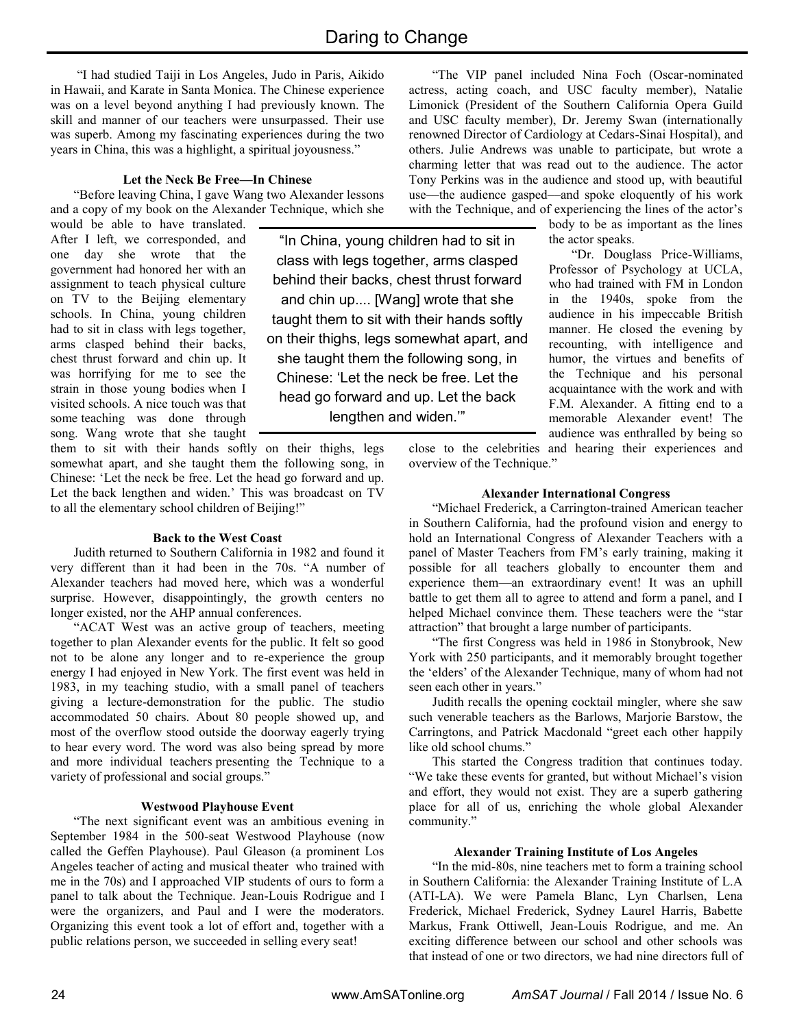"I had studied Taiji in Los Angeles, Judo in Paris, Aikido in Hawaii, and Karate in Santa Monica. The Chinese experience was on a level beyond anything I had previously known. The skill and manner of our teachers were unsurpassed. Their use was superb. Among my fascinating experiences during the two years in China, this was a highlight, a spiritual joyousness."

### Let the Neck Be Free—In Chinese

"Before leaving China, I gave Wang two Alexander lessons and a copy of my book on the Alexander Technique, which she would be able to have translated. After I left, we corresponded, and one day she wrote that the government had honored her with an assignment to teach physical culture on TV to the Beijing elementary schools. In China, young children had to sit in class with legs together, arms clasped behind their backs, chest thrust forward and chin up. It was horrifying for me to see the strain in those young bodies when I visited schools. A nice touch was that some teaching was done through song. Wang wrote that she taught them to sit with their hands softly on their thighs, legs somewhat apart, and she taught them the following song, in Chinese: 'Let the neck be free. Let the head go forward and up. Let the back lengthen and widen.' This was broadcast on TV to all the elementary school children of Beijing!"

> "In China, young children had to sit in class with legs together, arms clasped behind their backs, chest thrust forward and chin up.... [Wang] wrote that she taught them to sit with their hands softly on their thighs, legs somewhat apart, and she taught them the following song, in Chinese: 'Let the neck be free. Let the head go forward and up. Let the back lengthen and widen.'"

### Back to the West Coast

Judith returned to Southern California in 1982 and found it very different than it had been in the 70s. "A number of Alexander teachers had moved here, which was a wonderful surprise. However, disappointingly, the growth centers no longer existed, nor the AHP annual conferences.

"ACAT West was an active group of teachers, meeting together to plan Alexander events for the public. It felt so good not to be alone any longer and to re-experience the group energy I had enjoyed in New York. The first event was held in 1983, in my teaching studio, with a small panel of teachers giving a lecture-demonstration for the public. The studio accommodated 50 chairs. About 80 people showed up, and most of the overflow stood outside the doorway eagerly trying to hear every word. The word was also being spread by more and more individual teachers presenting the Technique to a variety of professional and social groups."

### Westwood Playhouse Event

"The next significant event was an ambitious evening in September 1984 in the 500-seat Westwood Playhouse (now called the Geffen Playhouse). Paul Gleason (a prominent Los Angeles teacher of acting and musical theater who trained with me in the 70s) and I approached VIP students of ours to form a panel to talk about the Technique. Jean-Louis Rodrigue and I were the organizers, and Paul and I were the moderators. Organizing this event took a lot of effort and, together with a public relations person, we succeeded in selling every seat!

"The VIP panel included Nina Foch (Oscar-nominated actress, acting coach, and USC faculty member), Natalie Limonick (President of the Southern California Opera Guild and USC faculty member), Dr. Jeremy Swan (internationally renowned Director of Cardiology at Cedars-Sinai Hospital), and others. Julie Andrews was unable to participate, but wrote a charming letter that was read out to the audience. The actor Tony Perkins was in the audience and stood up, with beautiful use—the audience gasped—and spoke eloquently of his work with the Technique, and of experiencing the lines of the actor's body to be as important as the lines the actor speaks.

"Dr. Douglass Price-Williams, Professor of Psychology at UCLA, who had trained with FM in London in the 1940s, spoke from the audience in his impeccable British manner. He closed the evening by recounting, with intelligence and humor, the virtues and benefits of the Technique and his personal acquaintance with the work and with F.M. Alexander. A fitting end to a memorable Alexander event! The audience was enthralled by being so close to the celebrities and hearing their experiences and overview of the Technique."

### Alexander International Congress

"Michael Frederick, a Carrington-trained American teacher in Southern California, had the profound vision and energy to hold an International Congress of Alexander Teachers with a panel of Master Teachers from FM's early training, making it possible for all teachers globally to encounter them and experience them—an extraordinary event! It was an uphill battle to get them all to agree to attend and form a panel, and I helped Michael convince them. These teachers were the "star attraction" that brought a large number of participants.

"The first Congress was held in 1986 in Stonybrook, New York with 250 participants, and it memorably brought together the 'elders' of the Alexander Technique, many of whom had not seen each other in years."

Judith recalls the opening cocktail mingler, where she saw such venerable teachers as the Barlows, Marjorie Barstow, the Carringtons, and Patrick Macdonald "greet each other happily like old school chums."

This started the Congress tradition that continues today. "We take these events for granted, but without Michael's vision and effort, they would not exist. They are a superb gathering place for all of us, enriching the whole global Alexander community."

### Alexander Training Institute of Los Angeles

"In the mid-80s, nine teachers met to form a training school in Southern California: the Alexander Training Institute of L.A (ATI-LA). We were Pamela Blanc, Lyn Charlsen, Lena Frederick, Michael Frederick, Sydney Laurel Harris, Babette Markus, Frank Ottiwell, Jean-Louis Rodrigue, and me. An exciting difference between our school and other schools was that instead of one or two directors, we had nine directors full of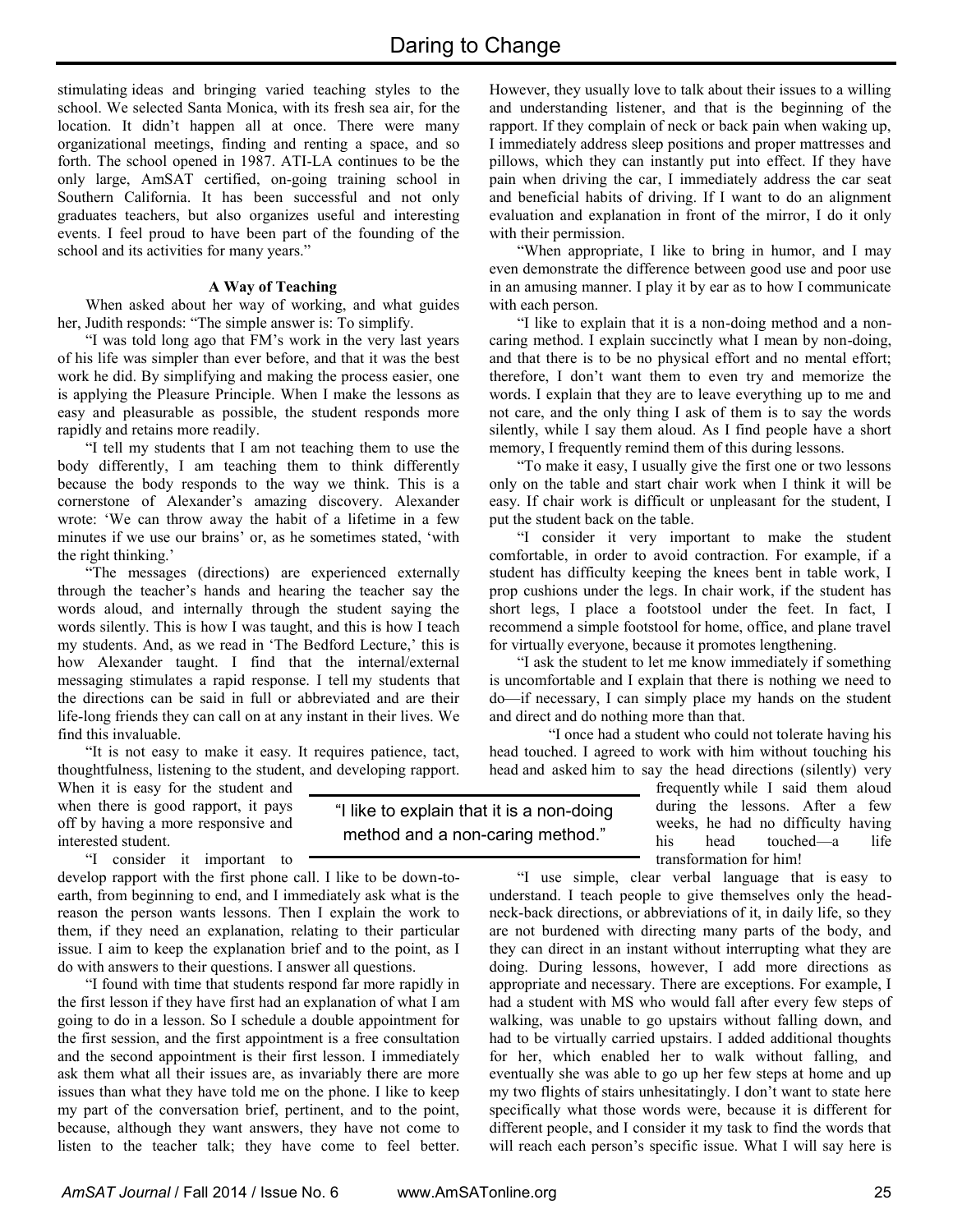stimulating ideas and bringing varied teaching styles to the school. We selected Santa Monica, with its fresh sea air, for the location. It didn't happen all at once. There were many organizational meetings, finding and renting a space, and so forth. The school opened in 1987. ATI-LA continues to be the only large, AmSAT certified, on-going training school in Southern California. It has been successful and not only graduates teachers, but also organizes useful and interesting events. I feel proud to have been part of the founding of the school and its activities for many years."

### A Way of Teaching

When asked about her way of working, and what guides her, Judith responds: "The simple answer is: To simplify.

"I was told long ago that FM's work in the very last years of his life was simpler than ever before, and that it was the best work he did. By simplifying and making the process easier, one is applying the Pleasure Principle. When I make the lessons as easy and pleasurable as possible, the student responds more rapidly and retains more readily.

"I tell my students that I am not teaching them to use the body differently, I am teaching them to think differently because the body responds to the way we think. This is a cornerstone of Alexander's amazing discovery. Alexander wrote: 'We can throw away the habit of a lifetime in a few minutes if we use our brains' or, as he sometimes stated, 'with the right thinking.'

"The messages (directions) are experienced externally through the teacher's hands and hearing the teacher say the words aloud, and internally through the student saying the words silently. This is how I was taught, and this is how I teach my students. And, as we read in 'The Bedford Lecture,' this is how Alexander taught. I find that the internal/external messaging stimulates a rapid response. I tell my students that the directions can be said in full or abbreviated and are their life-long friends they can call on at any instant in their lives. We find this invaluable.

"It is not easy to make it easy. It requires patience, tact, thoughtfulness, listening to the student, and developing rapport. When it is easy for the student and when there is good rapport, it pays off by having a more responsive and interested student.

"I consider it important to develop rapport with the first phone call. I like to be down-to-earth, from beginning to end, and I immediately ask what is the reason the person wants lessons. Then I explain the work to them, if they need an explanation, relating to their particular issue. I aim to keep the explanation brief and to the point, as I do with answers to their questions. I answer all questions.

"I found with time that students respond far more rapidly in the first lesson if they have first had an explanation of what I am going to do in a lesson. So I schedule a double appointment for the first session, and the first appointment is a free consultation and the second appointment is their first lesson. I immediately ask them what all their issues are, as invariably there are more issues than what they have told me on the phone. I like to keep my part of the conversation brief, pertinent, and to the point, because, although they want answers, they have not come to listen to the teacher talk; they have come to feel better. However, they usually love to talk about their issues to a willing and understanding listener, and that is the beginning of the rapport. If they complain of neck or back pain when waking up, I immediately address sleep positions and proper mattresses and pillows, which they can instantly put into effect. If they have pain when driving the car, I immediately address the car seat and beneficial habits of driving. If I want to do an alignment evaluation and explanation in front of the mirror, I do it only with their permission.

"When appropriate, I like to bring in humor, and I may even demonstrate the difference between good use and poor use in an amusing manner. I play it by ear as to how I communicate with each person.

"I like to explain that it is a non-doing method and a non-caring method. I explain succinctly what I mean by non-doing, and that there is to be no physical effort and no mental effort; therefore, I don't want them to even try and memorize the words. I explain that they are to leave everything up to me and not care, and the only thing I ask of them is to say the words silently, while I say them aloud. As I find people have a short memory, I frequently remind them of this during lessons.

"To make it easy, I usually give the first one or two lessons only on the table and start chair work when I think it will be easy. If chair work is difficult or unpleasant for the student, I put the student back on the table.

"I consider it very important to make the student comfortable, in order to avoid contraction. For example, if a student has difficulty keeping the knees bent in table work, I prop cushions under the legs. In chair work, if the student has short legs, I place a footstool under the feet. In fact, I recommend a simple footstool for home, office, and plane travel for virtually everyone, because it promotes lengthening.

"I ask the student to let me know immediately if something is uncomfortable and I explain that there is nothing we need to do—if necessary, I can simply place my hands on the student and direct and do nothing more than that.

"I once had a student who could not tolerate having his head touched. I agreed to work with him without touching his head and asked him to say the head directions (silently) very frequently while I said them aloud during the lessons. After a few weeks, he had no difficulty having his head touched—a life transformation for him!

"I use simple, clear verbal language that is easy to understand. I teach people to give themselves only the head-neck-back directions, or abbreviations of it, in daily life, so they are not burdened with directing many parts of the body, and they can direct in an instant without interrupting what they are doing. During lessons, however, I add more directions as appropriate and necessary. There are exceptions. For example, I had a student with MS who would fall after every few steps of walking, was unable to go upstairs without falling down, and had to be virtually carried upstairs. I added additional thoughts for her, which enabled her to walk without falling, and eventually she was able to go up her few steps at home and up my two flights of stairs unhesitatingly. I don't want to state here specifically what those words were, because it is different for different people, and I consider it my task to find the words that will reach each person's specific issue. What I will say here is

> "I like to explain that it is a non-doing method and a non-caring method."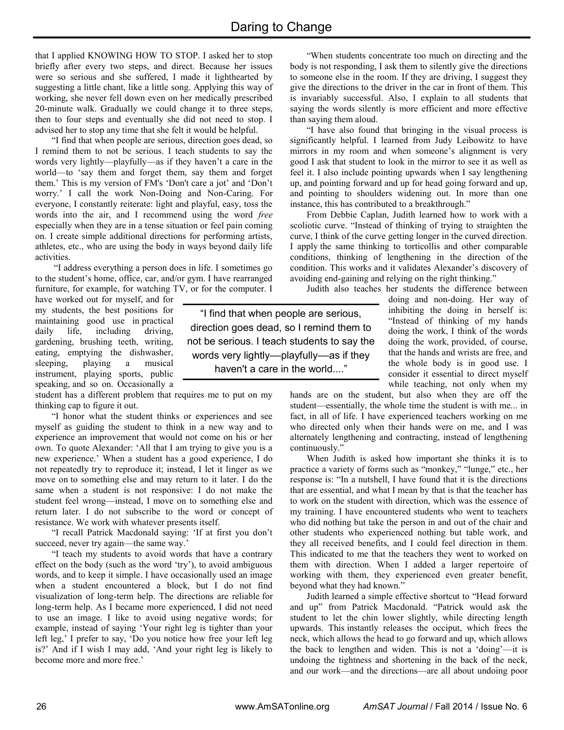that I applied KNOWING HOW TO STOP. I asked her to stop briefly after every two steps, and direct. Because her issues were so serious and she suffered, I made it lighthearted by suggesting a little chant, like a little song. Applying this way of working, she never fell down even on her medically prescribed 20-minute walk. Gradually we could change it to three steps, then to four steps and eventually she did not need to stop. I advised her to stop any time that she felt it would be helpful.

"I find that when people are serious, direction goes dead, so I remind them to not be serious. I teach students to say the words very lightly—playfully—as if they haven't a care in the world—to 'say them and forget them, say them and forget them.' This is my version of FM's 'Don't care a jot' and 'Don't worry.' I call the work Non-Doing and Non-Caring. For everyone, I constantly reiterate: light and playful, easy, toss the words into the air, and I recommend using the word *free* especially when they are in a tense situation or feel pain coming on. I create simple additional directions for performing artists, athletes, etc., who are using the body in ways beyond daily life activities.

"I address everything a person does in life. I sometimes go to the student's home, office, car, and/or gym. I have rearranged furniture, for example, for watching TV, or for the computer. I have worked out for myself, and for my students, the best positions for maintaining good use in practical daily life, including driving, gardening, brushing teeth, writing, eating, emptying the dishwasher, sleeping, playing a musical instrument, playing sports, public speaking, and so on. Occasionally a student has a different problem that requires me to put on my thinking cap to figure it out.

> "I find that when people are serious, direction goes dead, so I remind them to not be serious. I teach students to say the words very lightly—playfully—as if they haven't a care in the world...."

"I honor what the student thinks or experiences and see myself as guiding the student to think in a new way and to experience an improvement that would not come on his or her own. To quote Alexander: 'All that I am trying to give you is a new experience.' When a student has a good experience, I do not repeatedly try to reproduce it; instead, I let it linger as we move on to something else and may return to it later. I do the same when a student is not responsive: I do not make the student feel wrong—instead, I move on to something else and return later. I do not subscribe to the word or concept of resistance. We work with whatever presents itself.

"I recall Patrick Macdonald saying: 'If at first you don't succeed, never try again—the same way.'

"I teach my students to avoid words that have a contrary effect on the body (such as the word 'try'), to avoid ambiguous words, and to keep it simple. I have occasionally used an image when a student encountered a block, but I do not find visualization of long-term help. The directions are reliable for long-term help. As I became more experienced, I did not need to use an image. I like to avoid using negative words; for example, instead of saying 'Your right leg is tighter than your left leg,' I prefer to say, 'Do you notice how free your left leg is?' And if I wish I may add, 'And your right leg is likely to become more and more free.'

"When students concentrate too much on directing and the body is not responding, I ask them to silently give the directions to someone else in the room. If they are driving, I suggest they give the directions to the driver in the car in front of them. This is invariably successful. Also, I explain to all students that saying the words silently is more efficient and more effective than saying them aloud.

"I have also found that bringing in the visual process is significantly helpful. I learned from Judy Leibowitz to have mirrors in my room and when someone's alignment is very good I ask that student to look in the mirror to see it as well as feel it. I also include pointing upwards when I say lengthening up, and pointing forward and up for head going forward and up, and pointing to shoulders widening out. In more than one instance, this has contributed to a breakthrough."

From Debbie Caplan, Judith learned how to work with a scoliotic curve. "Instead of thinking of trying to straighten the curve, I think of the curve getting longer in the curved direction. I apply the same thinking to torticollis and other comparable conditions, thinking of lengthening in the direction of the condition. This works and it validates Alexander's discovery of avoiding end-gaining and relying on the right thinking."

Judith also teaches her students the difference between doing and non-doing. Her way of inhibiting the doing in herself is: "Instead of thinking of my hands doing the work, I think of the words doing the work, provided, of course, that the hands and wrists are free, and the whole body is in good use. I consider it essential to direct myself while teaching, not only when my hands are on the student, but also when they are off the student—essentially, the whole time the student is with me... in fact, in all of life. I have experienced teachers working on me who directed only when their hands were on me, and I was alternately lengthening and contracting, instead of lengthening continuously."

When Judith is asked how important she thinks it is to practice a variety of forms such as "monkey," "lunge," etc., her response is: "In a nutshell, I have found that it is the directions that are essential, and what I mean by that is that the teacher has to work on the student with direction, which was the essence of my training. I have encountered students who went to teachers who did nothing but take the person in and out of the chair and other students who experienced nothing but table work, and they all received benefits, and I could feel direction in them. This indicated to me that the teachers they went to worked on them with direction. When I added a larger repertoire of working with them, they experienced even greater benefit, beyond what they had known."

Judith learned a simple effective shortcut to "Head forward and up" from Patrick Macdonald. "Patrick would ask the student to let the chin lower slightly, while directing length upwards. This instantly releases the occiput, which frees the neck, which allows the head to go forward and up, which allows the back to lengthen and widen. This is not a 'doing'—it is undoing the tightness and shortening in the back of the neck, and our work—and the directions—are all about undoing poor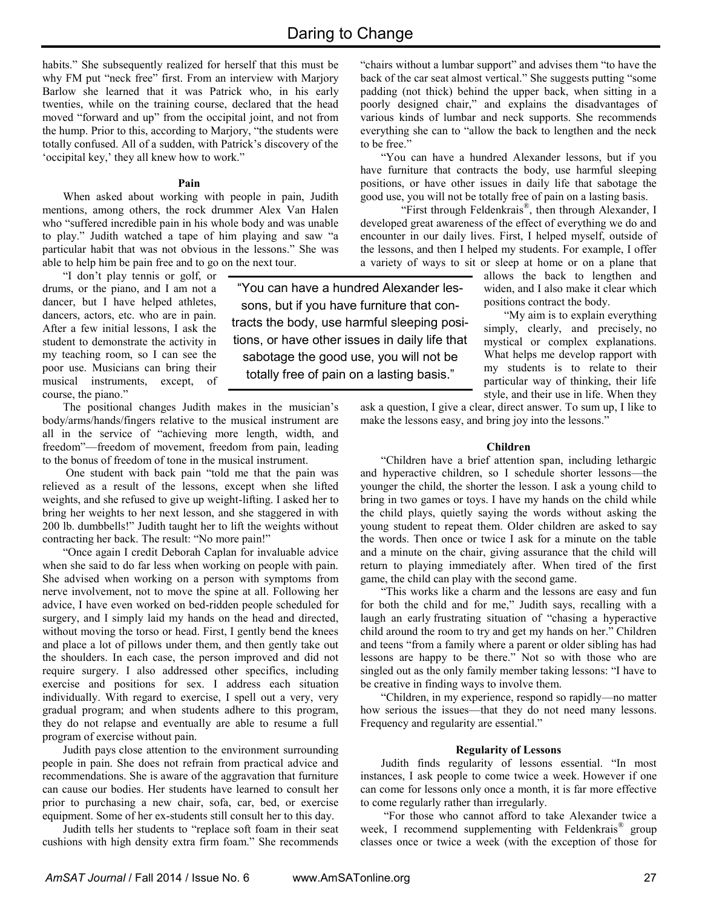habits." She subsequently realized for herself that this must be why FM put "neck free" first. From an interview with Marjory Barlow she learned that it was Patrick who, in his early twenties, while on the training course, declared that the head moved "forward and up" from the occipital joint, and not from the hump. Prior to this, according to Marjory, "the students were totally confused. All of a sudden, with Patrick's discovery of the 'occipital key,' they all knew how to work."

**Pain**

When asked about working with people in pain, Judith mentions, among others, the rock drummer Alex Van Halen who "suffered incredible pain in his whole body and was unable to play." Judith watched a tape of him playing and saw "a particular habit that was not obvious in the lessons." She was able to help him be pain free and to go on the next tour.

"I don't play tennis or golf, or drums, or the piano, and I am not a dancer, but I have helped athletes, dancers, actors, etc. who are in pain. After a few initial lessons, I ask the student to demonstrate the activity in my teaching room, so I can see the poor use. Musicians can bring their musical instruments, except, of course, the piano."

The positional changes Judith makes in the musician's body/arms/hands/fingers relative to the musical instrument are all in the service of "achieving more length, width, and freedom"—freedom of movement, freedom from pain, leading to the bonus of freedom of tone in the musical instrument.

One student with back pain "told me that the pain was relieved as a result of the lessons, except when she lifted weights, and she refused to give up weight-lifting. I asked her to bring her weights to her next lesson, and she staggered in with 200 lb. dumbbells!" Judith taught her to lift the weights without contracting her back. The result: "No more pain!"

"Once again I credit Deborah Caplan for invaluable advice when she said to do far less when working on people with pain. She advised when working on a person with symptoms from nerve involvement, not to move the spine at all. Following her advice, I have even worked on bed-ridden people scheduled for surgery, and I simply laid my hands on the head and directed, without moving the torso or head. First, I gently bend the knees and place a lot of pillows under them, and then gently take out the shoulders. In each case, the person improved and did not require surgery. I also addressed other specifics, including exercise and positions for sex. I address each situation individually. With regard to exercise, I spell out a very, very gradual program; and when students adhere to this program, they do not relapse and eventually are able to resume a full program of exercise without pain.

Judith pays close attention to the environment surrounding people in pain. She does not refrain from practical advice and recommendations. She is aware of the aggravation that furniture can cause our bodies. Her students have learned to consult her prior to purchasing a new chair, sofa, car, bed, or exercise equipment. Some of her ex-students still consult her to this day.

Judith tells her students to "replace soft foam in their seat cushions with high density extra firm foam." She recommends "chairs without a lumbar support" and advises them "to have the back of the car seat almost vertical." She suggests putting "some padding (not thick) behind the upper back, when sitting in a poorly designed chair," and explains the disadvantages of various kinds of lumbar and neck supports. She recommends everything she can to "allow the back to lengthen and the neck to be free."

"You can have a hundred Alexander lessons, but if you have furniture that contracts the body, use harmful sleeping positions, or have other issues in daily life that sabotage the good use, you will not be totally free of pain on a lasting basis.

"First through Feldenkrais®, then through Alexander, I developed great awareness of the effect of everything we do and encounter in our daily lives. First, I helped myself, outside of the lessons, and then I helped my students. For example, I offer a variety of ways to sit or sleep at home or on a plane that allows the back to lengthen and widen, and I also make it clear which positions contract the body.

> "You can have a hundred Alexander lessons, but if you have furniture that contracts the body, use harmful sleeping positions, or have other issues in daily life that sabotage the good use, you will not be totally free of pain on a lasting basis."

"My aim is to explain everything simply, clearly, and precisely, no mystical or complex explanations. What helps me develop rapport with my students is to relate to their particular way of thinking, their life style, and their use in life. When they ask a question, I give a clear, direct answer. To sum up, I like to make the lessons easy, and bring joy into the lessons."

**Children**

"Children have a brief attention span, including lethargic and hyperactive children, so I schedule shorter lessons—the younger the child, the shorter the lesson. I ask a young child to bring in two games or toys. I have my hands on the child while the child plays, quietly saying the words without asking the young student to repeat them. Older children are asked to say the words. Then once or twice I ask for a minute on the table and a minute on the chair, giving assurance that the child will return to playing immediately after. When tired of the first game, the child can play with the second game.

"This works like a charm and the lessons are easy and fun for both the child and for me," Judith says, recalling with a laugh an early frustrating situation of "chasing a hyperactive child around the room to try and get my hands on her." Children and teens "from a family where a parent or older sibling has had lessons are happy to be there." Not so with those who are singled out as the only family member taking lessons: "I have to be creative in finding ways to involve them.

"Children, in my experience, respond so rapidly—no matter how serious the issues—that they do not need many lessons. Frequency and regularity are essential."

**Regularity of Lessons**

Judith finds regularity of lessons essential. "In most instances, I ask people to come twice a week. However if one can come for lessons only once a month, it is far more effective to come regularly rather than irregularly.

"For those who cannot afford to take Alexander twice a week, I recommend supplementing with Feldenkrais® group classes once or twice a week (with the exception of those for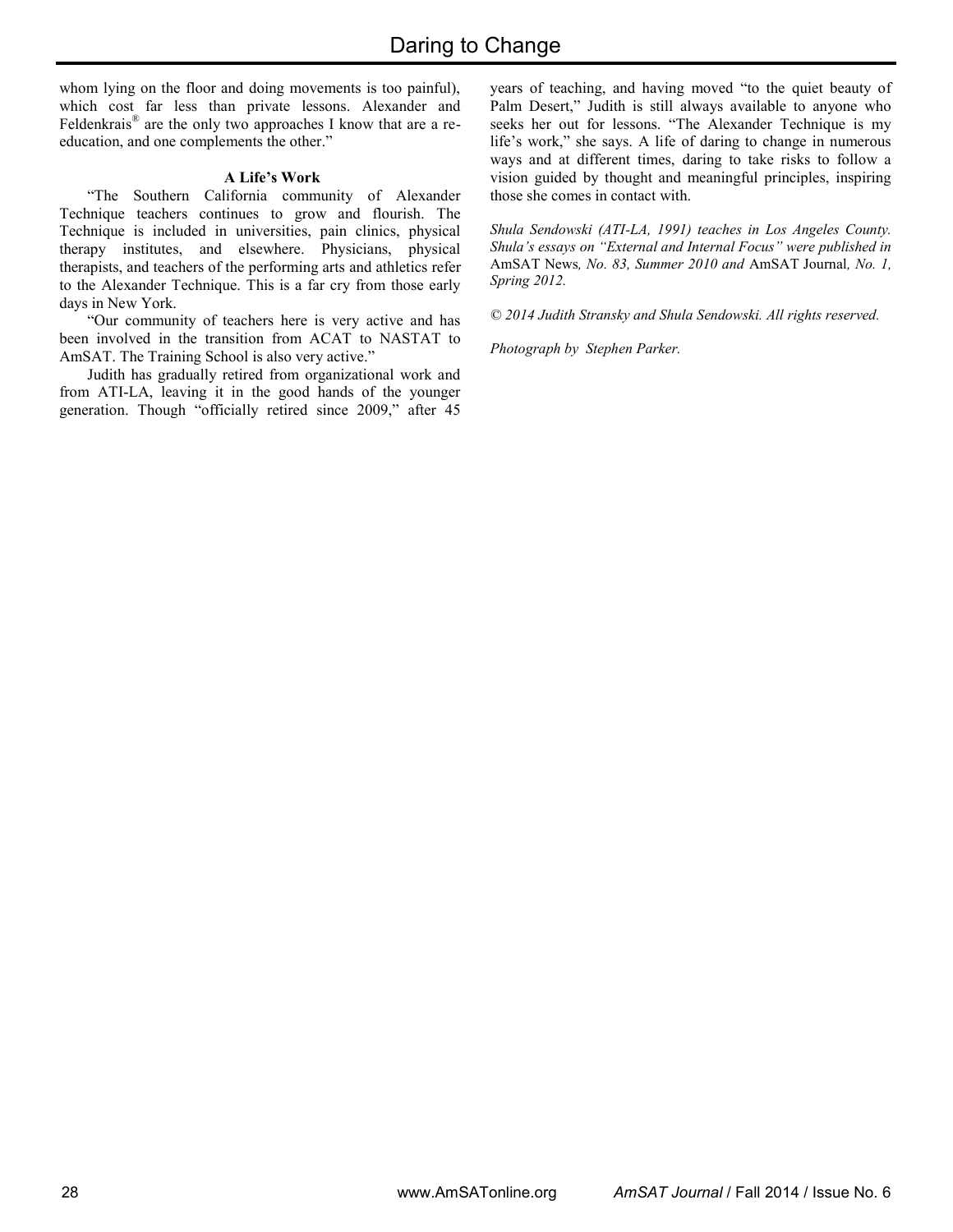whom lying on the floor and doing movements is too painful), which cost far less than private lessons. Alexander and Feldenkrais® are the only two approaches I know that are a re-education, and one complements the other."

### A Life's Work

"The Southern California community of Alexander Technique teachers continues to grow and flourish. The Technique is included in universities, pain clinics, physical therapy institutes, and elsewhere. Physicians, physical therapists, and teachers of the performing arts and athletics refer to the Alexander Technique. This is a far cry from those early days in New York.

"Our community of teachers here is very active and has been involved in the transition from ACAT to NASTAT to AmSAT. The Training School is also very active."

Judith has gradually retired from organizational work and from ATI-LA, leaving it in the good hands of the younger generation. Though "officially retired since 2009," after 45 years of teaching, and having moved "to the quiet beauty of Palm Desert," Judith is still always available to anyone who seeks her out for lessons. "The Alexander Technique is my life's work," she says. A life of daring to change in numerous ways and at different times, daring to take risks to follow a vision guided by thought and meaningful principles, inspiring those she comes in contact with.

*Shula Sendowski (ATI-LA, 1991) teaches in Los Angeles County. Shula's essays on "External and Internal Focus" were published in* AmSAT News*, No. 83, Summer 2010 and* AmSAT Journal*, No. 1, Spring 2012.*

*© 2014 Judith Stransky and Shula Sendowski. All rights reserved.*

*Photograph by Stephen Parker.*